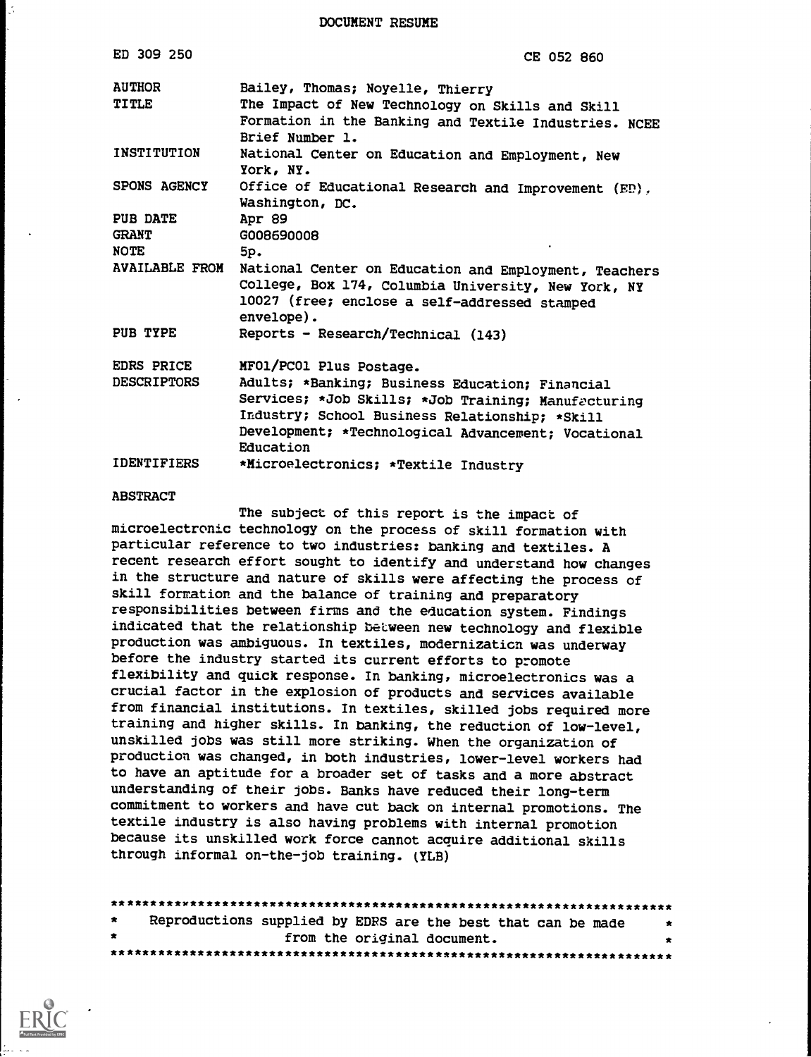# DOCUMENT RESUME

| | |
|---|---|
| ED 309 250 | CE 052 860 |
| AUTHOR | Bailey, Thomas; Noyelle, Thierry |
| TITLE | The Impact of New Technology on Skills and Skill Formation in the Banking and Textile Industries. NCEE Brief Number 1. |
| INSTITUTION | National Center on Education and Employment, New York, NY. |
| SPONS AGENCY | Office of Educational Research and Improvement (ED), Washington, DC. |
| PUB DATE | Apr 89 |
| GRANT | G008690008 |
| NOTE | 5p. |
| AVAILABLE FROM | National Center on Education and Employment, Teachers College, Box 174, Columbia University, New York, NY 10027 (free; enclose a self-addressed stamped envelope). |
| PUB TYPE | Reports - Research/Technical (143) |
| EDRS PRICE | MF01/PC01 Plus Postage. |
| DESCRIPTORS | Adults; *Banking; Business Education; Financial Services; *Job Skills; *Job Training; Manufacturing Industry; School Business Relationship; *Skill Development; *Technological Advancement; Vocational Education |
| IDENTIFIERS | *Microelectronics; *Textile Industry |

## ABSTRACT

The subject of this report is the impact of microelectronic technology on the process of skill formation with particular reference to two industries: banking and textiles. A recent research effort sought to identify and understand how changes in the structure and nature of skills were affecting the process of skill formation and the balance of training and preparatory responsibilities between firms and the education system. Findings indicated that the relationship between new technology and flexible production was ambiguous. In textiles, modernization was underway before the industry started its current efforts to promote flexibility and quick response. In banking, microelectronics was a crucial factor in the explosion of products and services available from financial institutions. In textiles, skilled jobs required more training and higher skills. In banking, the reduction of low-level, unskilled jobs was still more striking. When the organization of production was changed, in both industries, lower-level workers had to have an aptitude for a broader set of tasks and a more abstract understanding of their jobs. Banks have reduced their long-term commitment to workers and have cut back on internal promotions. The textile industry is also having problems with internal promotion because its unskilled work force cannot acquire additional skills through informal on-the-job training. (YLB)

***********************************************************************
* Reproductions supplied by EDRS are the best that can be made *
* from the original document. *
***********************************************************************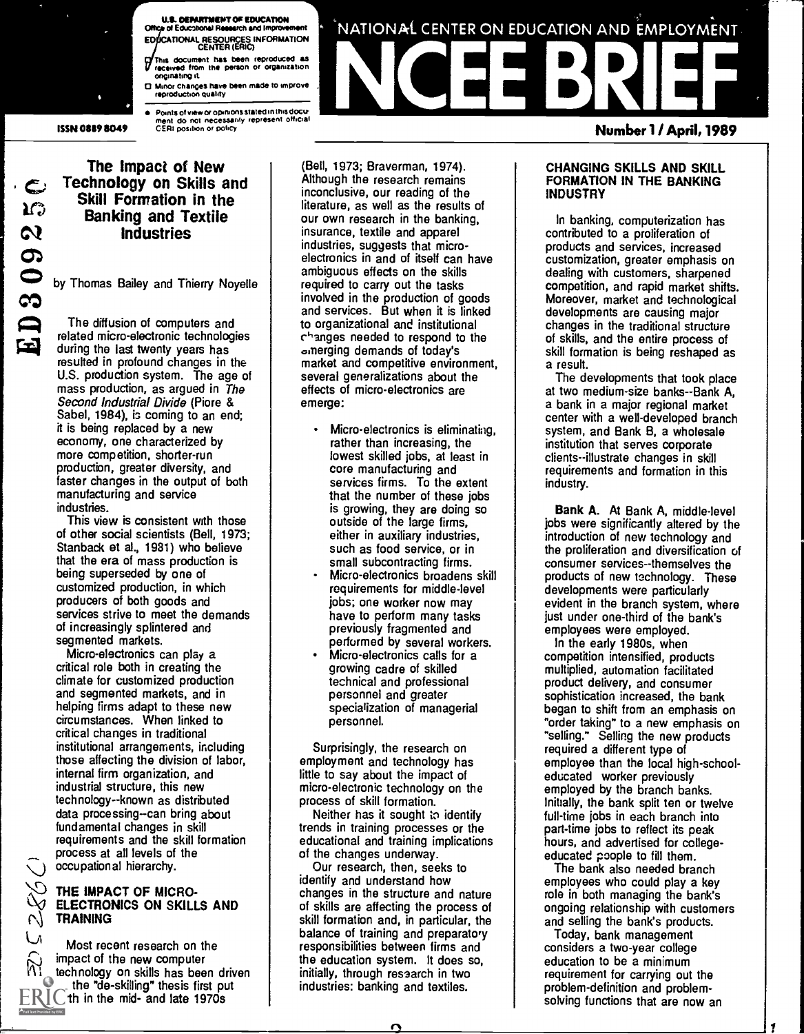**NATIONAL CENTER ON EDUCATION AND EMPLOYMENT**

# NCEE BRIEF

ISSN 0889 8049

Number 1 / April, 1989

## The Impact of New Technology on Skills and Skill Formation in the Banking and Textile Industries

by Thomas Bailey and Thierry Noyelle

The diffusion of computers and related micro-electronic technologies during the last twenty years has resulted in profound changes in the U.S. production system. The age of mass production, as argued in *The Second Industrial Divide* (Piore & Sabel, 1984), is coming to an end; it is being replaced by a new economy, one characterized by more competition, shorter-run production, greater diversity, and faster changes in the output of both manufacturing and service industries.

This view is consistent with those of other social scientists (Bell, 1973; Stanback et al., 1981) who believe that the era of mass production is being superseded by one of customized production, in which producers of both goods and services strive to meet the demands of increasingly splintered and segmented markets.

Micro-electronics can play a critical role both in creating the climate for customized production and segmented markets, and in helping firms adapt to these new circumstances. When linked to critical changes in traditional institutional arrangements, including those affecting the division of labor, internal firm organization, and industrial structure, this new technology--known as distributed data processing--can bring about fundamental changes in skill requirements and the skill formation process at all levels of the occupational hierarchy.

### THE IMPACT OF MICRO-ELECTRONICS ON SKILLS AND TRAINING

Most recent research on the impact of the new computer technology on skills has been driven by the "de-skilling" thesis first put forth in the mid- and late 1970s (Bell, 1973; Braverman, 1974). Although the research remains inconclusive, our reading of the literature, as well as the results of our own research in the banking, insurance, textile and apparel industries, suggests that micro-electronics in and of itself can have ambiguous effects on the skills required to carry out the tasks involved in the production of goods and services. But when it is linked to organizational and institutional changes needed to respond to the emerging demands of today's market and competitive environment, several generalizations about the effects of micro-electronics are emerge:

- Micro-electronics is eliminating, rather than increasing, the lowest skilled jobs, at least in core manufacturing and services firms. To the extent that the number of these jobs is growing, they are doing so outside of the large firms, either in auxiliary industries, such as food service, or in small subcontracting firms.
- Micro-electronics broadens skill requirements for middle-level jobs; one worker now may have to perform many tasks previously fragmented and performed by several workers.
- Micro-electronics calls for a growing cadre of skilled technical and professional personnel and greater specialization of managerial personnel.

Surprisingly, the research on employment and technology has little to say about the impact of micro-electronic technology on the process of skill formation.

Neither has it sought to identify trends in training processes or the educational and training implications of the changes underway.

Our research, then, seeks to identify and understand how changes in the structure and nature of skills are affecting the process of skill formation and, in particular, the balance of training and preparatory responsibilities between firms and the education system. It does so, initially, through research in two industries: banking and textiles.

### CHANGING SKILLS AND SKILL FORMATION IN THE BANKING INDUSTRY

In banking, computerization has contributed to a proliferation of products and services, increased customization, greater emphasis on dealing with customers, sharpened competition, and rapid market shifts. Moreover, market and technological developments are causing major changes in the traditional structure of skills, and the entire process of skill formation is being reshaped as a result.

The developments that took place at two medium-size banks--Bank A, a bank in a major regional market center with a well-developed branch system, and Bank B, a wholesale institution that serves corporate clients--illustrate changes in skill requirements and formation in this industry.

**Bank A.** At Bank A, middle-level jobs were significantly altered by the introduction of new technology and the proliferation and diversification of consumer services--themselves the products of new technology. These developments were particularly evident in the branch system, where just under one-third of the bank's employees were employed.

In the early 1980s, when competition intensified, products multiplied, automation facilitated product delivery, and consumer sophistication increased, the bank began to shift from an emphasis on "order taking" to a new emphasis on "selling." Selling the new products required a different type of employee than the local high-school-educated worker previously employed by the branch banks. Initially, the bank split ten or twelve full-time jobs in each branch into part-time jobs to reflect its peak hours, and advertised for college-educated people to fill them.

The bank also needed branch employees who could play a key role in both managing the bank's ongoing relationship with customers and selling the bank's products.

Today, bank management considers a two-year college education to be a minimum requirement for carrying out the problem-definition and problem-solving functions that are now an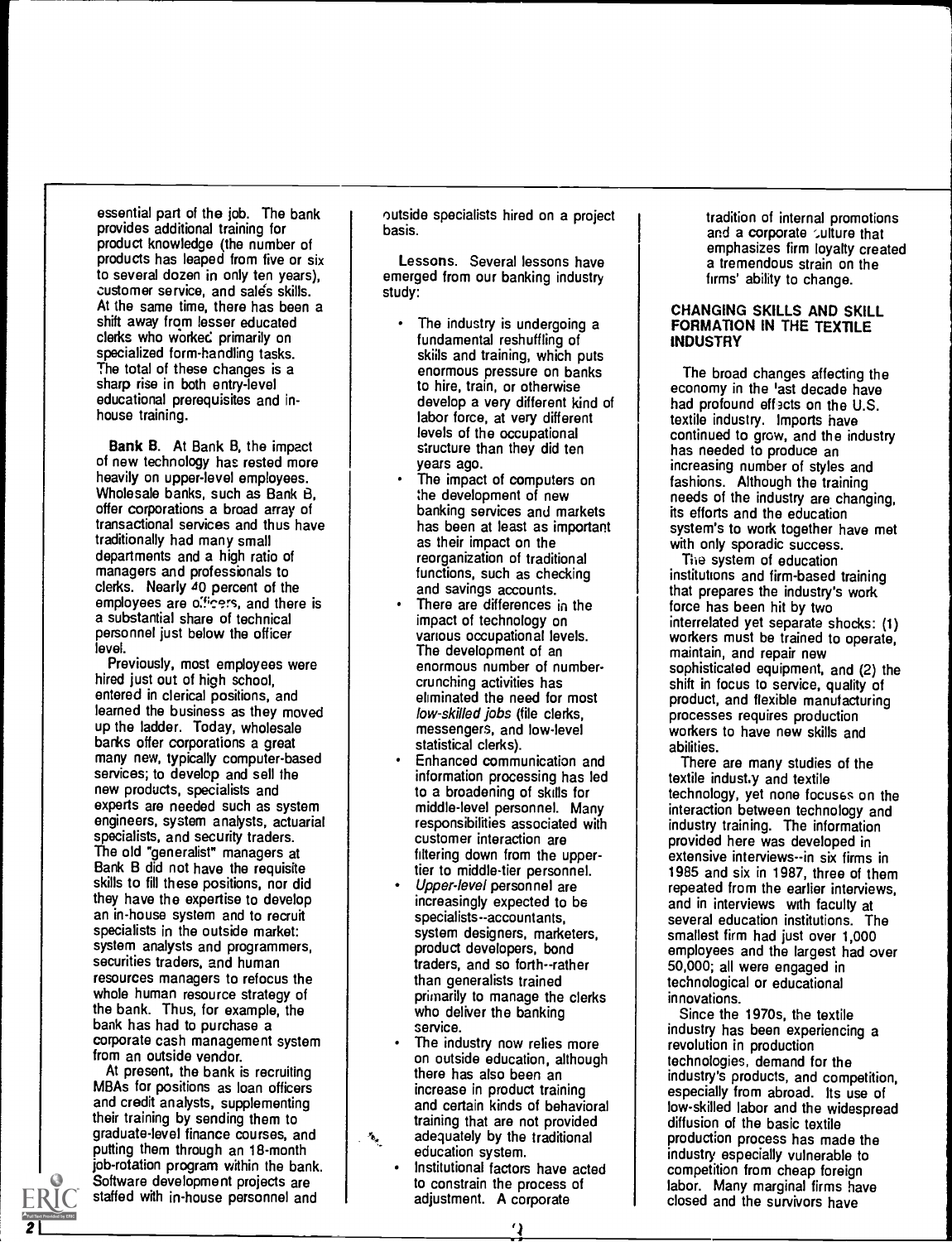essential part of the job. The bank provides additional training for product knowledge (the number of products has leaped from five or six to several dozen in only ten years), customer service, and sales skills. At the same time, there has been a shift away from lesser educated clerks who worked primarily on specialized form-handling tasks. The total of these changes is a sharp rise in both entry-level educational prerequisites and in-house training.

**Bank B.** At Bank B, the impact of new technology has rested more heavily on upper-level employees. Wholesale banks, such as Bank B, offer corporations a broad array of transactional services and thus have traditionally had many small departments and a high ratio of managers and professionals to clerks. Nearly 40 percent of the employees are officers, and there is a substantial share of technical personnel just below the officer level.

Previously, most employees were hired just out of high school, entered in clerical positions, and learned the business as they moved up the ladder. Today, wholesale banks offer corporations a great many new, typically computer-based services; to develop and sell the new products, specialists and experts are needed such as system engineers, system analysts, actuarial specialists, and security traders. The old "generalist" managers at Bank B did not have the requisite skills to fill these positions, nor did they have the expertise to develop an in-house system and to recruit specialists in the outside market: system analysts and programmers, securities traders, and human resources managers to refocus the whole human resource strategy of the bank. Thus, for example, the bank has had to purchase a corporate cash management system from an outside vendor.

At present, the bank is recruiting MBAs for positions as loan officers and credit analysts, supplementing their training by sending them to graduate-level finance courses, and putting them through an 18-month job-rotation program within the bank. Software development projects are staffed with in-house personnel and outside specialists hired on a project basis.

**Lessons.** Several lessons have emerged from our banking industry study:

- The industry is undergoing a fundamental reshuffling of skills and training, which puts enormous pressure on banks to hire, train, or otherwise develop a very different kind of labor force, at very different levels of the occupational structure than they did ten years ago.
- The impact of computers on the development of new banking services and markets has been at least as important as their impact on the reorganization of traditional functions, such as checking and savings accounts.
- There are differences in the impact of technology on various occupational levels. The development of an enormous number of number-crunching activities has eliminated the need for most *low-skilled jobs* (file clerks, messengers, and low-level statistical clerks).
- Enhanced communication and information processing has led to a broadening of skills for middle-level personnel. Many responsibilities associated with customer interaction are filtering down from the upper-tier to middle-tier personnel.
- *Upper-level* personnel are increasingly expected to be specialists--accountants, system designers, marketers, product developers, bond traders, and so forth--rather than generalists trained primarily to manage the clerks who deliver the banking service.
- The industry now relies more on outside education, although there has also been an increase in product training and certain kinds of behavioral training that are not provided adequately by the traditional education system.
- Institutional factors have acted to constrain the process of adjustment. A corporate tradition of internal promotions and a corporate culture that emphasizes firm loyalty created a tremendous strain on the firms' ability to change.

## CHANGING SKILLS AND SKILL FORMATION IN THE TEXTILE INDUSTRY

The broad changes affecting the economy in the last decade have had profound effects on the U.S. textile industry. Imports have continued to grow, and the industry has needed to produce an increasing number of styles and fashions. Although the training needs of the industry are changing, its efforts and the education system's to work together have met with only sporadic success.

The system of education institutions and firm-based training that prepares the industry's work force has been hit by two interrelated yet separate shocks: (1) workers must be trained to operate, maintain, and repair new sophisticated equipment, and (2) the shift in focus to service, quality of product, and flexible manufacturing processes requires production workers to have new skills and abilities.

There are many studies of the textile industry and textile technology, yet none focuses on the interaction between technology and industry training. The information provided here was developed in extensive interviews--in six firms in 1985 and six in 1987, three of them repeated from the earlier interviews, and in interviews with faculty at several education institutions. The smallest firm had just over 1,000 employees and the largest had over 50,000; all were engaged in technological or educational innovations.

Since the 1970s, the textile industry has been experiencing a revolution in production technologies, demand for the industry's products, and competition, especially from abroad. Its use of low-skilled labor and the widespread diffusion of the basic textile production process has made the industry especially vulnerable to competition from cheap foreign labor. Many marginal firms have closed and the survivors have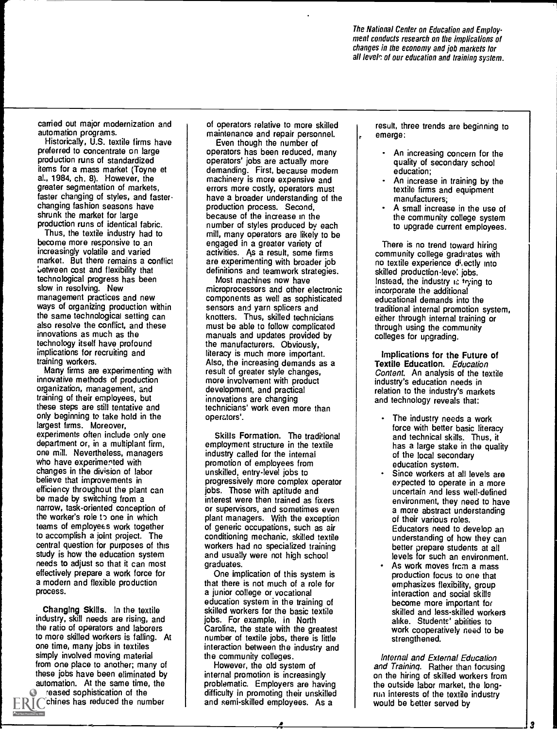*The National Center on Education and Employment conducts research on the implications of changes in the economy and job markets for all levels of our education and training system.*

carried out major modernization and automation programs.

Historically, U.S. textile firms have preferred to concentrate on large production runs of standardized items for a mass market (Toyne et al., 1984, ch. 8). However, the greater segmentation of markets, faster changing of styles, and faster-changing fashion seasons have shrunk the market for large production runs of identical fabric.

Thus, the textile industry had to become more responsive to an increasingly volatile and varied market. But there remains a conflict between cost and flexibility that technological progress has been slow in resolving. New management practices and new ways of organizing production within the same technological setting can also resolve the conflict, and these innovations as much as the technology itself have profound implications for recruiting and training workers.

Many firms are experimenting with innovative methods of production organization, management, and training of their employees, but these steps are still tentative and only beginning to take hold in the largest firms. Moreover, experiments often include only one department or, in a multiplant firm, one mill. Nevertheless, managers who have experimented with changes in the division of labor believe that improvements in efficiency throughout the plant can be made by switching from a narrow, task-oriented conception of the worker's role to one in which teams of employees work together to accomplish a joint project. The central question for purposes of this study is how the education system needs to adjust so that it can most effectively prepare a work force for a modern and flexible production process.

**Changing Skills.** In the textile industry, skill needs are rising, and the ratio of operators and laborers to more skilled workers is falling. At one time, many jobs in textiles simply involved moving material from one place to another; many of these jobs have been eliminated by automation. At the same time, the increased sophistication of the machines has reduced the number of operators relative to more skilled maintenance and repair personnel.

Even though the number of operators has been reduced, many operators' jobs are actually more demanding. First, because modern machinery is more expensive and errors more costly, operators must have a broader understanding of the production process. Second, because of the increase in the number of styles produced by each mill, many operators are likely to be engaged in a greater variety of activities. As a result, some firms are experimenting with broader job definitions and teamwork strategies.

Most machines now have microprocessors and other electronic components as well as sophisticated sensors and yarn splicers and knotters. Thus, skilled technicians must be able to follow complicated manuals and updates provided by the manufacturers. Obviously, literacy is much more important. Also, the increasing demands as a result of greater style changes, more involvement with product development, and practical innovations are changing technicians' work even more than operators'.

**Skills Formation.** The traditional employment structure in the textile industry called for the internal promotion of employees from unskilled, entry-level jobs to progressively more complex operator jobs. Those with aptitude and interest were then trained as fixers or supervisors, and sometimes even plant managers. With the exception of generic occupations, such as air conditioning mechanic, skilled textile workers had no specialized training and usually were not high school graduates.

One implication of this system is that there is not much of a role for a junior college or vocational education system in the training of skilled workers for the basic textile jobs. For example, in North Carolina, the state with the greatest number of textile jobs, there is little interaction between the industry and the community colleges.

However, the old system of internal promotion is increasingly problematic. Employers are having difficulty in promoting their unskilled and semi-skilled employees. As a result, three trends are beginning to emerge:

- An increasing concern for the quality of secondary school education;
- An increase in training by the textile firms and equipment manufacturers;
- A small increase in the use of the community college system to upgrade current employees.

There is no trend toward hiring community college graduates with no textile experience directly into skilled production-level jobs. Instead, the industry is trying to incorporate the additional educational demands into the traditional internal promotion system, either through internal training or through using the community colleges for upgrading.

**Implications for the Future of Textile Education.** *Education Content.* An analysis of the textile industry's education needs in relation to the industry's markets and technology reveals that:

- The industry needs a work force with better basic literacy and technical skills. Thus, it has a large stake in the quality of the local secondary education system.
- Since workers at all levels are expected to operate in a more uncertain and less well-defined environment, they need to have a more abstract understanding of their various roles. Educators need to develop an understanding of how they can better prepare students at all levels for such an environment.
- As work moves from a mass production focus to one that emphasizes flexibility, group interaction and social skills become more important for skilled and less-skilled workers alike. Students' abilities to work cooperatively need to be strengthened.

*Internal and External Education and Training.* Rather than focusing on the hiring of skilled workers from the outside labor market, the long-run interests of the textile industry would be better served by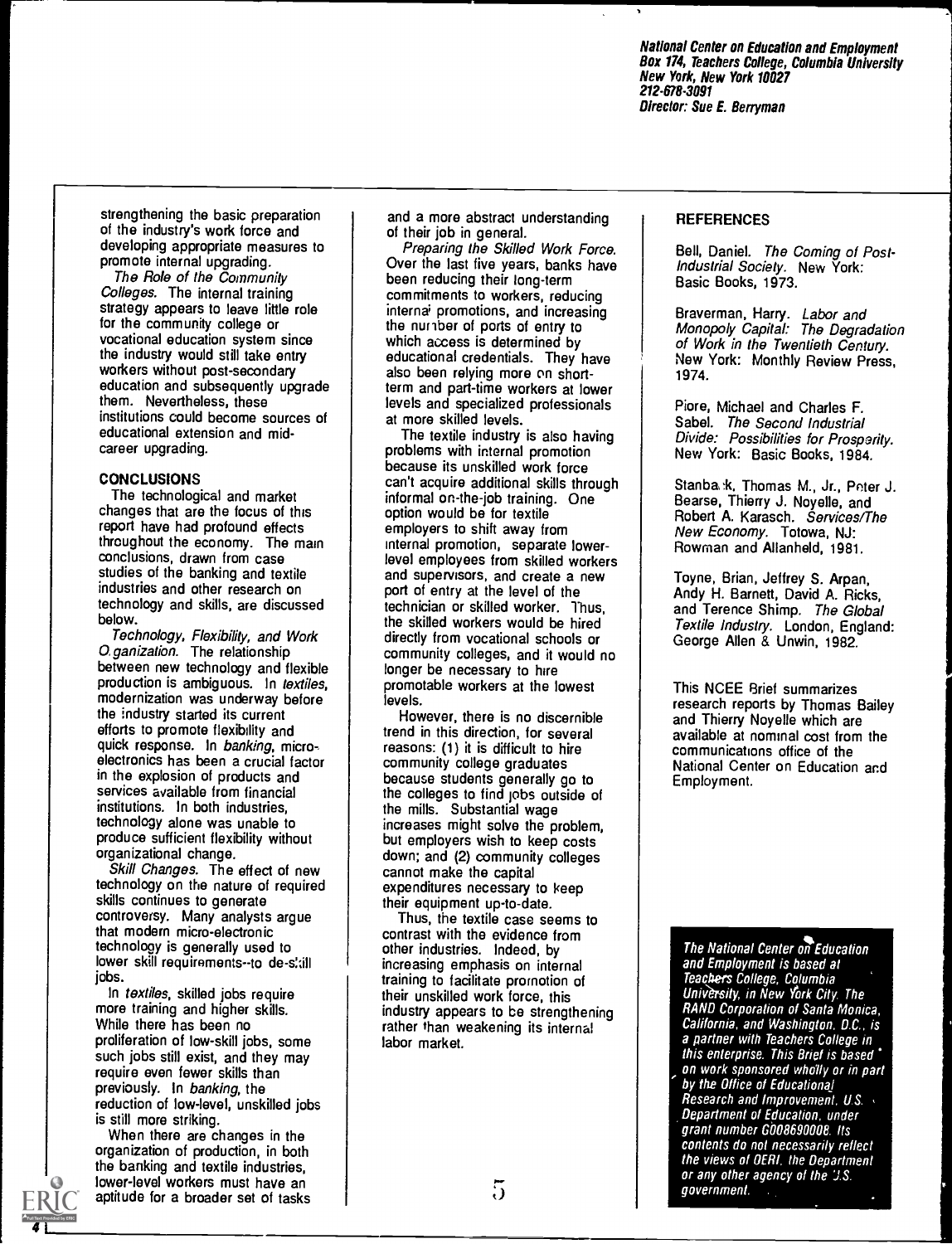National Center on Education and Employment
Box 174, Teachers College, Columbia University
New York, New York 10027
212-678-3091
Director: Sue E. Berryman

strengthening the basic preparation of the industry's work force and developing appropriate measures to promote internal upgrading.

*The Role of the Community Colleges.* The internal training strategy appears to leave little role for the community college or vocational education system since the industry would still take entry workers without post-secondary education and subsequently upgrade them. Nevertheless, these institutions could become sources of educational extension and mid-career upgrading.

## CONCLUSIONS

The technological and market changes that are the focus of this report have had profound effects throughout the economy. The main conclusions, drawn from case studies of the banking and textile industries and other research on technology and skills, are discussed below.

*Technology, Flexibility, and Work Organization.* The relationship between new technology and flexible production is ambiguous. In *textiles*, modernization was underway before the industry started its current efforts to promote flexibility and quick response. In *banking*, micro-electronics has been a crucial factor in the explosion of products and services available from financial institutions. In both industries, technology alone was unable to produce sufficient flexibility without organizational change.

*Skill Changes.* The effect of new technology on the nature of required skills continues to generate controversy. Many analysts argue that modern micro-electronic technology is generally used to lower skill requirements--to de-skill jobs.

In *textiles*, skilled jobs require more training and higher skills. While there has been no proliferation of low-skill jobs, some such jobs still exist, and they may require even fewer skills than previously. In *banking*, the reduction of low-level, unskilled jobs is still more striking.

When there are changes in the organization of production, in both the banking and textile industries, lower-level workers must have an aptitude for a broader set of tasks and a more abstract understanding of their job in general.

*Preparing the Skilled Work Force.* Over the last five years, banks have been reducing their long-term commitments to workers, reducing internal promotions, and increasing the number of ports of entry to which access is determined by educational credentials. They have also been relying more on short-term and part-time workers at lower levels and specialized professionals at more skilled levels.

The textile industry is also having problems with internal promotion because its unskilled work force can't acquire additional skills through informal on-the-job training. One option would be for textile employers to shift away from internal promotion, separate lower-level employees from skilled workers and supervisors, and create a new port of entry at the level of the technician or skilled worker. Thus, the skilled workers would be hired directly from vocational schools or community colleges, and it would no longer be necessary to hire promotable workers at the lowest levels.

However, there is no discernible trend in this direction, for several reasons: (1) it is difficult to hire community college graduates because students generally go to the colleges to find jobs outside of the mills. Substantial wage increases might solve the problem, but employers wish to keep costs down; and (2) community colleges cannot make the capital expenditures necessary to keep their equipment up-to-date.

Thus, the textile case seems to contrast with the evidence from other industries. Indeed, by increasing emphasis on internal training to facilitate promotion of their unskilled work force, this industry appears to be strengthening rather than weakening its internal labor market.

## REFERENCES

Bell, Daniel. *The Coming of Post-Industrial Society.* New York: Basic Books, 1973.

Braverman, Harry. *Labor and Monopoly Capital: The Degradation of Work in the Twentieth Century.* New York: Monthly Review Press, 1974.

Piore, Michael and Charles F. Sabel. *The Second Industrial Divide: Possibilities for Prosperity.* New York: Basic Books, 1984.

Stanback, Thomas M., Jr., Peter J. Bearse, Thierry J. Noyelle, and Robert A. Karasch. *Services/The New Economy.* Totowa, NJ: Rowman and Allanheld, 1981.

Toyne, Brian, Jeffrey S. Arpan, Andy H. Barnett, David A. Ricks, and Terence Shimp. *The Global Textile Industry.* London, England: George Allen & Unwin, 1982.

This NCEE Brief summarizes research reports by Thomas Bailey and Thierry Noyelle which are available at nominal cost from the communications office of the National Center on Education and Employment.

*The National Center on Education and Employment is based at Teachers College, Columbia University, in New York City. The RAND Corporation of Santa Monica, California, and Washington, D.C., is a partner with Teachers College in this enterprise. This Brief is based on work sponsored wholly or in part by the Office of Educational Research and Improvement, U.S. Department of Education, under grant number G008690008. Its contents do not necessarily reflect the views of OERI, the Department or any other agency of the U.S. government.*